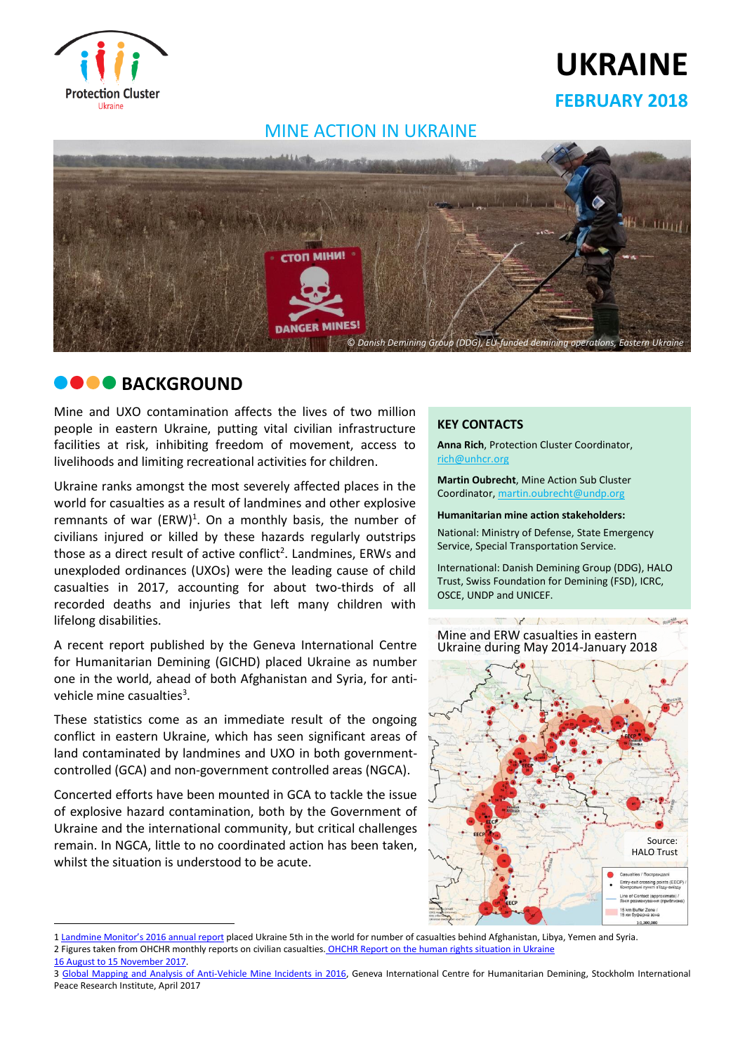# UKRAINE

## FEBRUARY 2018

## MINE ACTION IN UKRAINE

© Danish Demining Group (DDG), EU-funded demining operations, Eastern Ukraine

## BACKGROUND

Mine and UXO contamination affects the lives of two million people in eastern Ukraine, putting vital civilian infrastructure facilities at risk, inhibiting freedom of movement, access to livelihoods and limiting recreational activities for children.

Ukraine ranks amongst the most severely affected places in the world for casualties as a result of landmines and other explosive remnants of war (ERW)[1]. On a monthly basis, the number of civilians injured or killed by these hazards regularly outstrips those as a direct result of active conflict[2]. Landmines, ERWs and unexploded ordinances (UXOs) were the leading cause of child casualties in 2017, accounting for about two-thirds of all recorded deaths and injuries that left many children with lifelong disabilities.

A recent report published by the Geneva International Centre for Humanitarian Demining (GICHD) placed Ukraine as number one in the world, ahead of both Afghanistan and Syria, for anti-vehicle mine casualties[3].

These statistics come as an immediate result of the ongoing conflict in eastern Ukraine, which has seen significant areas of land contaminated by landmines and UXO in both government-controlled (GCA) and non-government controlled areas (NGCA).

Concerted efforts have been mounted in GCA to tackle the issue of explosive hazard contamination, both by the Government of Ukraine and the international community, but critical challenges remain. In NGCA, little to no coordinated action has been taken, whilst the situation is understood to be acute.

### KEY CONTACTS

**Anna Rich**, Protection Cluster Coordinator, rich@unhcr.org

**Martin Oubrecht**, Mine Action Sub Cluster Coordinator, martin.oubrecht@undp.org

**Humanitarian mine action stakeholders:**

National: Ministry of Defense, State Emergency Service, Special Transportation Service.

International: Danish Demining Group (DDG), HALO Trust, Swiss Foundation for Demining (FSD), ICRC, OSCE, UNDP and UNICEF.

Mine and ERW casualties in eastern Ukraine during May 2014-January 2018

Source: HALO Trust

---

1 Landmine Monitor's 2016 annual report placed Ukraine 5th in the world for number of casualties behind Afghanistan, Libya, Yemen and Syria.

2 Figures taken from OHCHR monthly reports on civilian casualties. OHCHR Report on the human rights situation in Ukraine 16 August to 15 November 2017.

3 Global Mapping and Analysis of Anti-Vehicle Mine Incidents in 2016, Geneva International Centre for Humanitarian Demining, Stockholm International Peace Research Institute, April 2017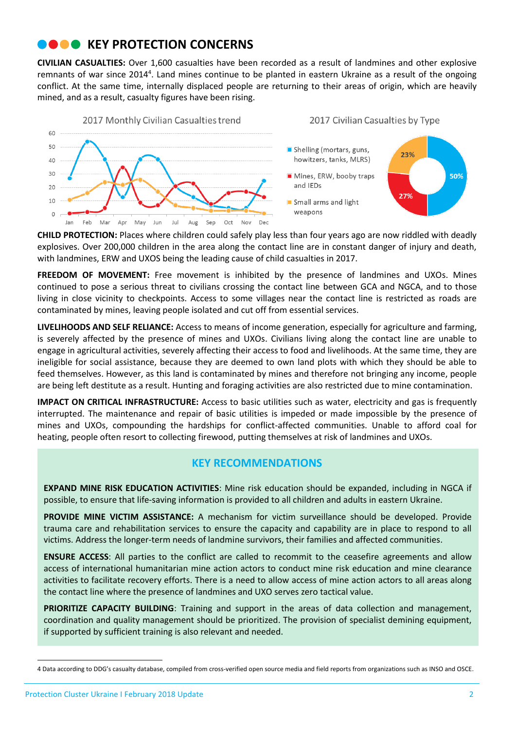## KEY PROTECTION CONCERNS

**CIVILIAN CASUALTIES:** Over 1,600 casualties have been recorded as a result of landmines and other explosive remnants of war since 2014[4]. Land mines continue to be planted in eastern Ukraine as a result of the ongoing conflict. At the same time, internally displaced people are returning to their areas of origin, which are heavily mined, and as a result, casualty figures have been rising.

2017 Monthly Civilian Casualties trend

2017 Civilian Casualties by Type

- Shelling (mortars, guns, howitzers, tanks, MLRS): 50%
- Mines, ERW, booby traps and IEDs: 27%
- Small arms and light weapons: 23%

**CHILD PROTECTION:** Places where children could safely play less than four years ago are now riddled with deadly explosives. Over 200,000 children in the area along the contact line are in constant danger of injury and death, with landmines, ERW and UXOS being the leading cause of child casualties in 2017.

**FREEDOM OF MOVEMENT:** Free movement is inhibited by the presence of landmines and UXOs. Mines continued to pose a serious threat to civilians crossing the contact line between GCA and NGCA, and to those living in close vicinity to checkpoints. Access to some villages near the contact line is restricted as roads are contaminated by mines, leaving people isolated and cut off from essential services.

**LIVELIHOODS AND SELF RELIANCE:** Access to means of income generation, especially for agriculture and farming, is severely affected by the presence of mines and UXOs. Civilians living along the contact line are unable to engage in agricultural activities, severely affecting their access to food and livelihoods. At the same time, they are ineligible for social assistance, because they are deemed to own land plots with which they should be able to feed themselves. However, as this land is contaminated by mines and therefore not bringing any income, people are being left destitute as a result. Hunting and foraging activities are also restricted due to mine contamination.

**IMPACT ON CRITICAL INFRASTRUCTURE:** Access to basic utilities such as water, electricity and gas is frequently interrupted. The maintenance and repair of basic utilities is impeded or made impossible by the presence of mines and UXOs, compounding the hardships for conflict-affected communities. Unable to afford coal for heating, people often resort to collecting firewood, putting themselves at risk of landmines and UXOs.

## KEY RECOMMENDATIONS

**EXPAND MINE RISK EDUCATION ACTIVITIES**: Mine risk education should be expanded, including in NGCA if possible, to ensure that life-saving information is provided to all children and adults in eastern Ukraine.

**PROVIDE MINE VICTIM ASSISTANCE:** A mechanism for victim surveillance should be developed. Provide trauma care and rehabilitation services to ensure the capacity and capability are in place to respond to all victims. Address the longer-term needs of landmine survivors, their families and affected communities.

**ENSURE ACCESS**: All parties to the conflict are called to recommit to the ceasefire agreements and allow access of international humanitarian mine action actors to conduct mine risk education and mine clearance activities to facilitate recovery efforts. There is a need to allow access of mine action actors to all areas along the contact line where the presence of landmines and UXO serves zero tactical value.

**PRIORITIZE CAPACITY BUILDING**: Training and support in the areas of data collection and management, coordination and quality management should be prioritized. The provision of specialist demining equipment, if supported by sufficient training is also relevant and needed.

---

4 Data according to DDG's casualty database, compiled from cross-verified open source media and field reports from organizations such as INSO and OSCE.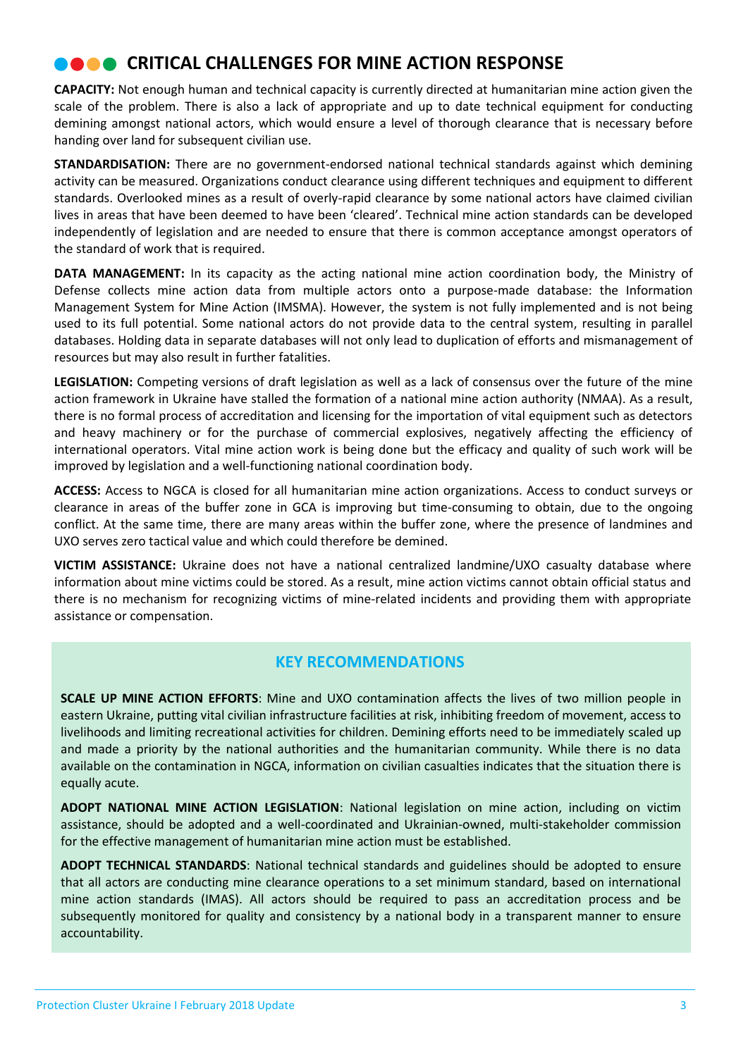## CRITICAL CHALLENGES FOR MINE ACTION RESPONSE

**CAPACITY:** Not enough human and technical capacity is currently directed at humanitarian mine action given the scale of the problem. There is also a lack of appropriate and up to date technical equipment for conducting demining amongst national actors, which would ensure a level of thorough clearance that is necessary before handing over land for subsequent civilian use.

**STANDARDISATION:** There are no government-endorsed national technical standards against which demining activity can be measured. Organizations conduct clearance using different techniques and equipment to different standards. Overlooked mines as a result of overly-rapid clearance by some national actors have claimed civilian lives in areas that have been deemed to have been 'cleared'. Technical mine action standards can be developed independently of legislation and are needed to ensure that there is common acceptance amongst operators of the standard of work that is required.

**DATA MANAGEMENT:** In its capacity as the acting national mine action coordination body, the Ministry of Defense collects mine action data from multiple actors onto a purpose-made database: the Information Management System for Mine Action (IMSMA). However, the system is not fully implemented and is not being used to its full potential. Some national actors do not provide data to the central system, resulting in parallel databases. Holding data in separate databases will not only lead to duplication of efforts and mismanagement of resources but may also result in further fatalities.

**LEGISLATION:** Competing versions of draft legislation as well as a lack of consensus over the future of the mine action framework in Ukraine have stalled the formation of a national mine action authority (NMAA). As a result, there is no formal process of accreditation and licensing for the importation of vital equipment such as detectors and heavy machinery or for the purchase of commercial explosives, negatively affecting the efficiency of international operators. Vital mine action work is being done but the efficacy and quality of such work will be improved by legislation and a well-functioning national coordination body.

**ACCESS:** Access to NGCA is closed for all humanitarian mine action organizations. Access to conduct surveys or clearance in areas of the buffer zone in GCA is improving but time-consuming to obtain, due to the ongoing conflict. At the same time, there are many areas within the buffer zone, where the presence of landmines and UXO serves zero tactical value and which could therefore be demined.

**VICTIM ASSISTANCE:** Ukraine does not have a national centralized landmine/UXO casualty database where information about mine victims could be stored. As a result, mine action victims cannot obtain official status and there is no mechanism for recognizing victims of mine-related incidents and providing them with appropriate assistance or compensation.

### KEY RECOMMENDATIONS

**SCALE UP MINE ACTION EFFORTS**: Mine and UXO contamination affects the lives of two million people in eastern Ukraine, putting vital civilian infrastructure facilities at risk, inhibiting freedom of movement, access to livelihoods and limiting recreational activities for children. Demining efforts need to be immediately scaled up and made a priority by the national authorities and the humanitarian community. While there is no data available on the contamination in NGCA, information on civilian casualties indicates that the situation there is equally acute.

**ADOPT NATIONAL MINE ACTION LEGISLATION**: National legislation on mine action, including on victim assistance, should be adopted and a well-coordinated and Ukrainian-owned, multi-stakeholder commission for the effective management of humanitarian mine action must be established.

**ADOPT TECHNICAL STANDARDS**: National technical standards and guidelines should be adopted to ensure that all actors are conducting mine clearance operations to a set minimum standard, based on international mine action standards (IMAS). All actors should be required to pass an accreditation process and be subsequently monitored for quality and consistency by a national body in a transparent manner to ensure accountability.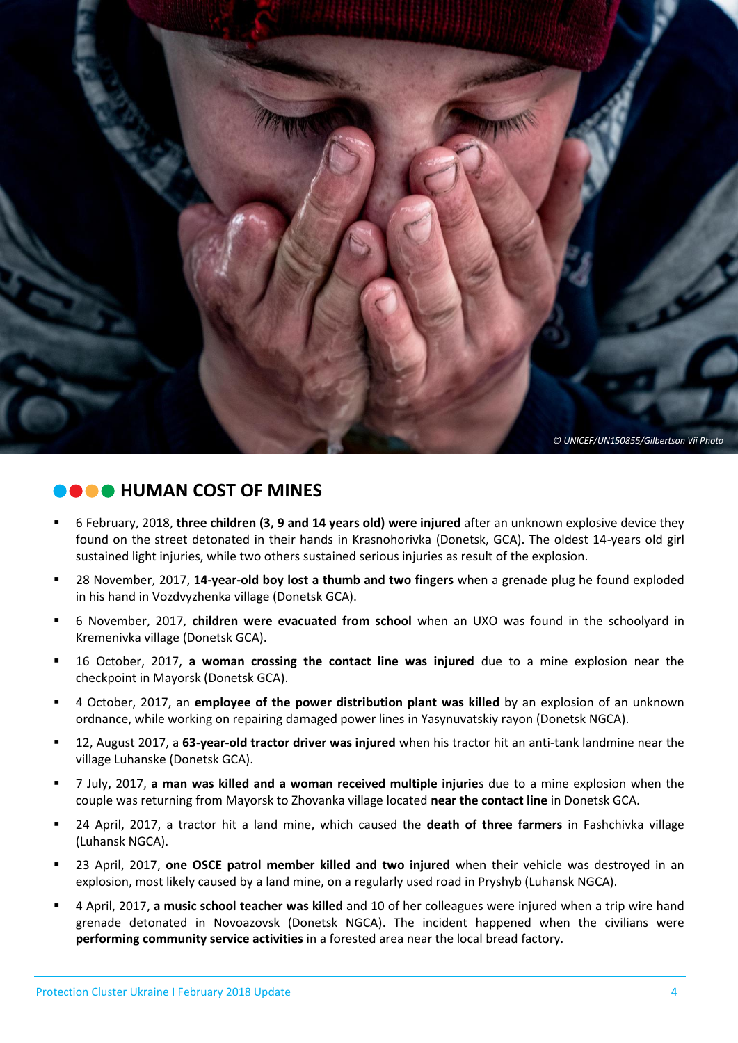© UNICEF/UN150855/Gilbertson Vii Photo

## HUMAN COST OF MINES

- 6 February, 2018, **three children (3, 9 and 14 years old) were injured** after an unknown explosive device they found on the street detonated in their hands in Krasnohorivka (Donetsk, GCA). The oldest 14-years old girl sustained light injuries, while two others sustained serious injuries as result of the explosion.
- 28 November, 2017, **14-year-old boy lost a thumb and two fingers** when a grenade plug he found exploded in his hand in Vozdvyzhenka village (Donetsk GCA).
- 6 November, 2017, **children were evacuated from school** when an UXO was found in the schoolyard in Kremenivka village (Donetsk GCA).
- 16 October, 2017, **a woman crossing the contact line was injured** due to a mine explosion near the checkpoint in Mayorsk (Donetsk GCA).
- 4 October, 2017, an **employee of the power distribution plant was killed** by an explosion of an unknown ordnance, while working on repairing damaged power lines in Yasynuvatskiy rayon (Donetsk NGCA).
- 12, August 2017, a **63-year-old tractor driver was injured** when his tractor hit an anti-tank landmine near the village Luhanske (Donetsk GCA).
- 7 July, 2017, **a man was killed and a woman received multiple injurie**s due to a mine explosion when the couple was returning from Mayorsk to Zhovanka village located **near the contact line** in Donetsk GCA.
- 24 April, 2017, a tractor hit a land mine, which caused the **death of three farmers** in Fashchivka village (Luhansk NGCA).
- 23 April, 2017, **one OSCE patrol member killed and two injured** when their vehicle was destroyed in an explosion, most likely caused by a land mine, on a regularly used road in Pryshyb (Luhansk NGCA).
- 4 April, 2017, **a music school teacher was killed** and 10 of her colleagues were injured when a trip wire hand grenade detonated in Novoazovsk (Donetsk NGCA). The incident happened when the civilians were **performing community service activities** in a forested area near the local bread factory.